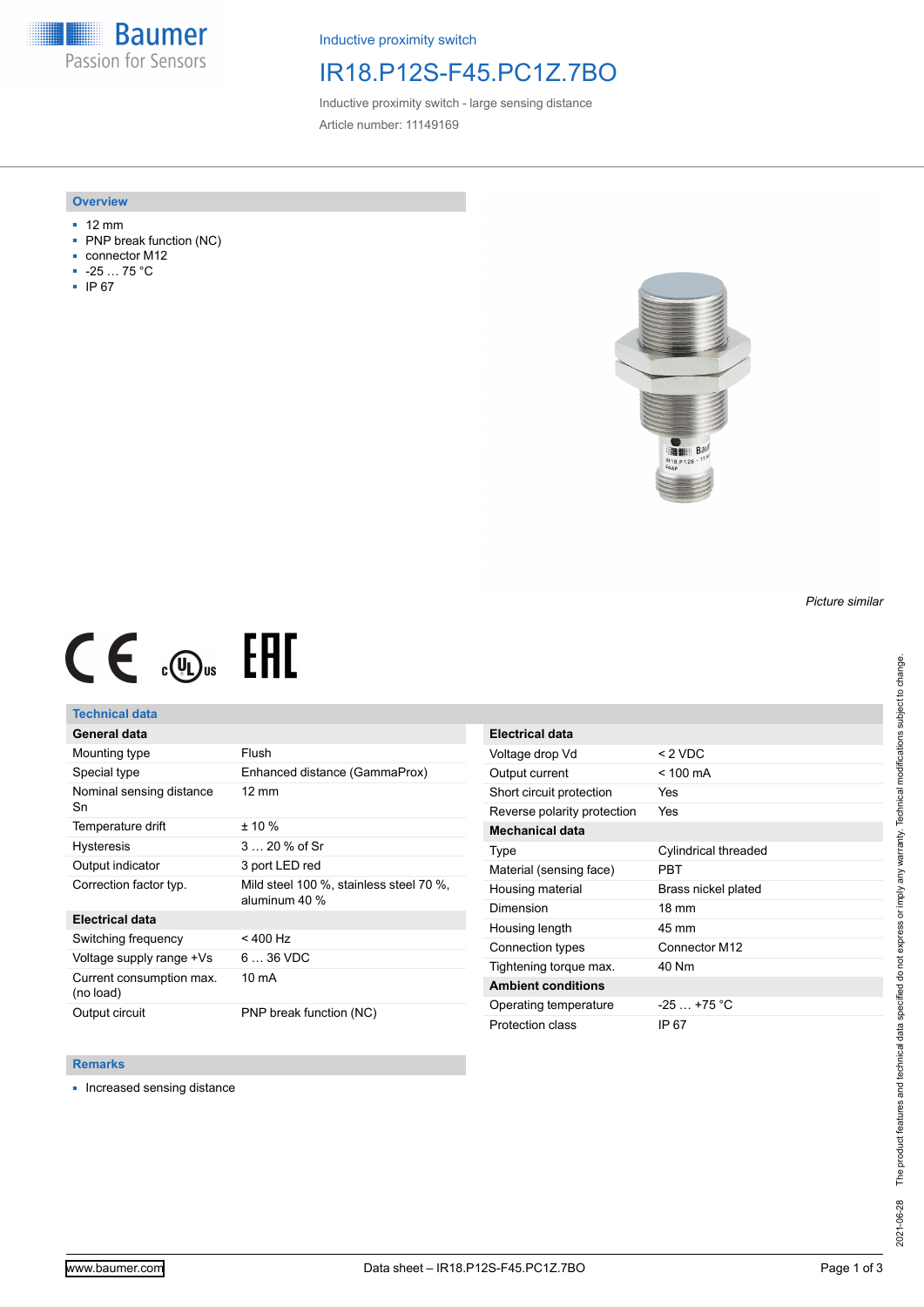Baumer
Passion for Sensors

Inductive proximity switch

# IR18.P12S-F45.PC1Z.7BO

Inductive proximity switch - large sensing distance

Article number: 11149169

## Overview

- 12 mm
- PNP break function (NC)
- connector M12
- -25 … 75 °C
- IP 67

*Picture similar*

## Technical data

| General data | |
|---|---|
| Mounting type | Flush |
| Special type | Enhanced distance (GammaProx) |
| Nominal sensing distance Sn | 12 mm |
| Temperature drift | ± 10 % |
| Hysteresis | 3 … 20 % of Sr |
| Output indicator | 3 port LED red |
| Correction factor typ. | Mild steel 100 %, stainless steel 70 %, aluminum 40 % |
| **Electrical data** | |
| Switching frequency | < 400 Hz |
| Voltage supply range +Vs | 6 … 36 VDC |
| Current consumption max. (no load) | 10 mA |
| Output circuit | PNP break function (NC) |

| Electrical data | |
|---|---|
| Voltage drop Vd | < 2 VDC |
| Output current | < 100 mA |
| Short circuit protection | Yes |
| Reverse polarity protection | Yes |
| **Mechanical data** | |
| Type | Cylindrical threaded |
| Material (sensing face) | PBT |
| Housing material | Brass nickel plated |
| Dimension | 18 mm |
| Housing length | 45 mm |
| Connection types | Connector M12 |
| Tightening torque max. | 40 Nm |
| **Ambient conditions** | |
| Operating temperature | -25 … +75 °C |
| Protection class | IP 67 |

## Remarks

- Increased sensing distance

The product features and technical data specified do not express or imply any warranty. Technical modifications subject to change.

2021-06-28

www.baumer.com

Data sheet – IR18.P12S-F45.PC1Z.7BO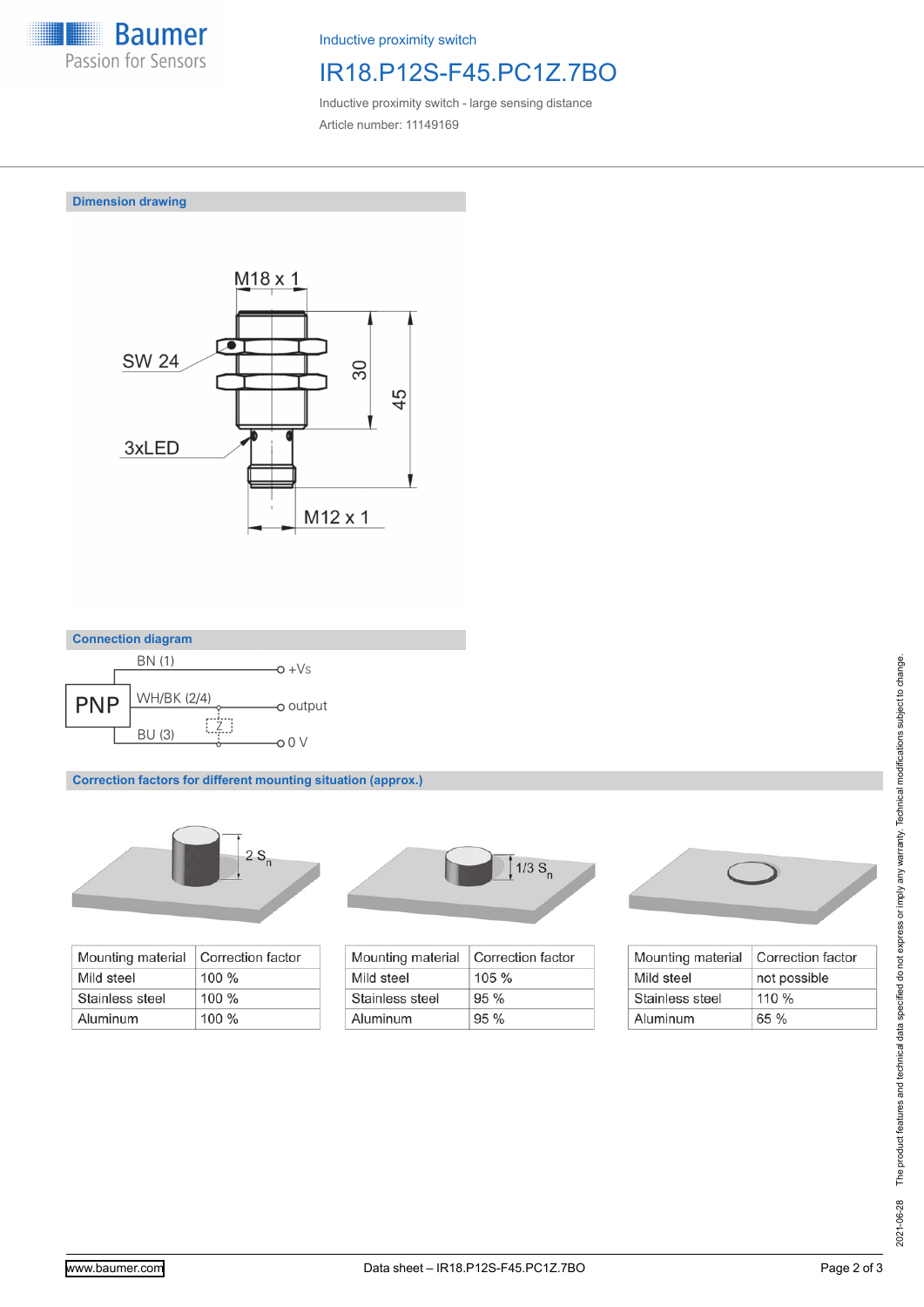Inductive proximity switch

# IR18.P12S-F45.PC1Z.7BO

Inductive proximity switch - large sensing distance

Article number: 11149169

## Dimension drawing

M18 x 1

SW 24

3xLED

30

45

M12 x 1

## Connection diagram

PNP

BN (1) — +Vs

WH/BK (2/4) — output

Z

BU (3) — 0 V

## Correction factors for different mounting situation (approx.)

2 $S_n$

| Mounting material | Correction factor |
|---|---|
| Mild steel | 100 % |
| Stainless steel | 100 % |
| Aluminum | 100 % |

1/3 $S_n$

| Mounting material | Correction factor |
|---|---|
| Mild steel | 105 % |
| Stainless steel | 95 % |
| Aluminum | 95 % |

| Mounting material | Correction factor |
|---|---|
| Mild steel | not possible |
| Stainless steel | 110 % |
| Aluminum | 65 % |

2021-06-28 The product features and technical data specified do not express or imply any warranty. Technical modifications subject to change.

www.baumer.com

Data sheet – IR18.P12S-F45.PC1Z.7BO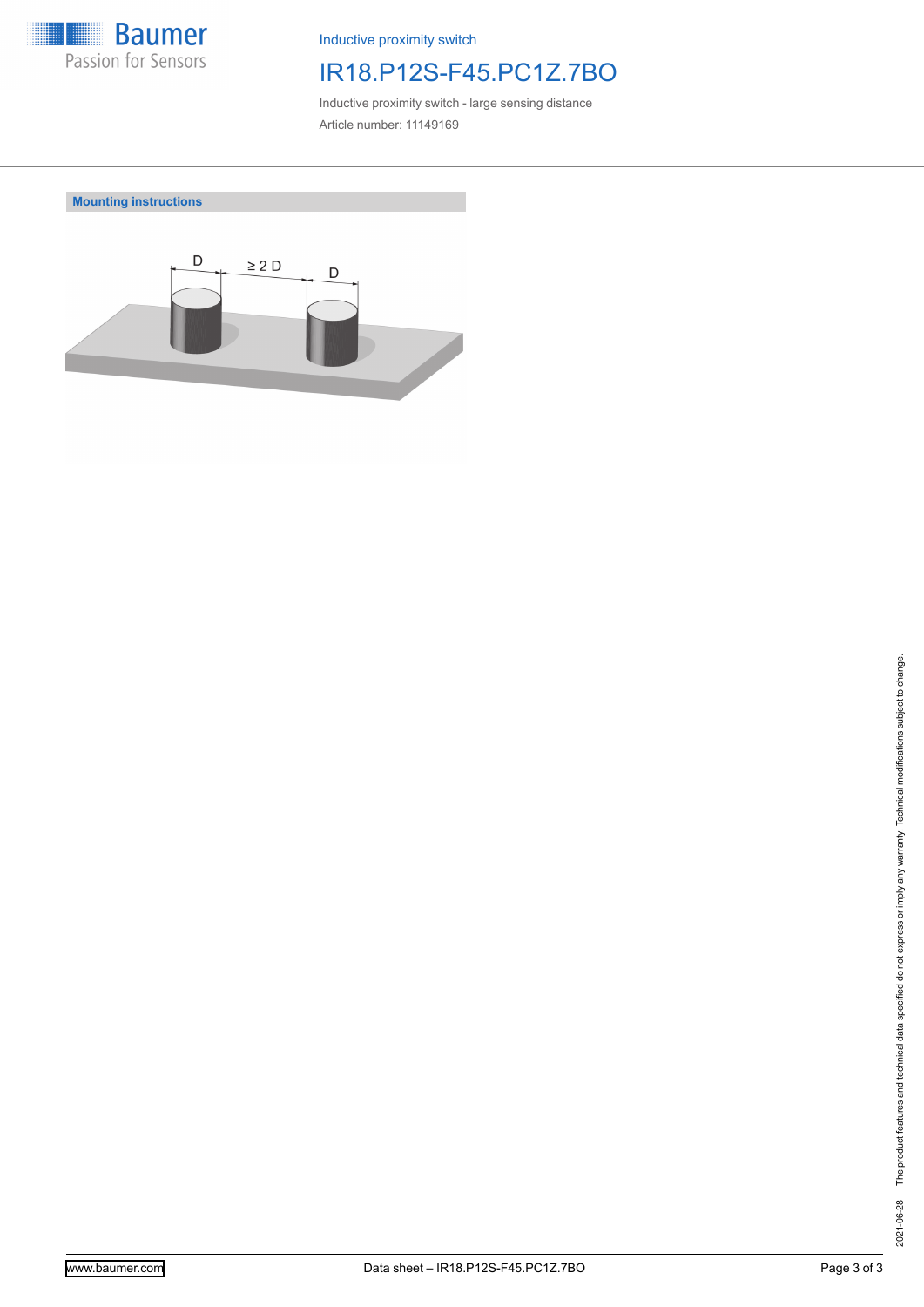Inductive proximity switch

# IR18.P12S-F45.PC1Z.7BO

Inductive proximity switch - large sensing distance

Article number: 11149169

## Mounting instructions

D

≥ 2 D

D

2021-06-28 The product features and technical data specified do not express or imply any warranty. Technical modifications subject to change.